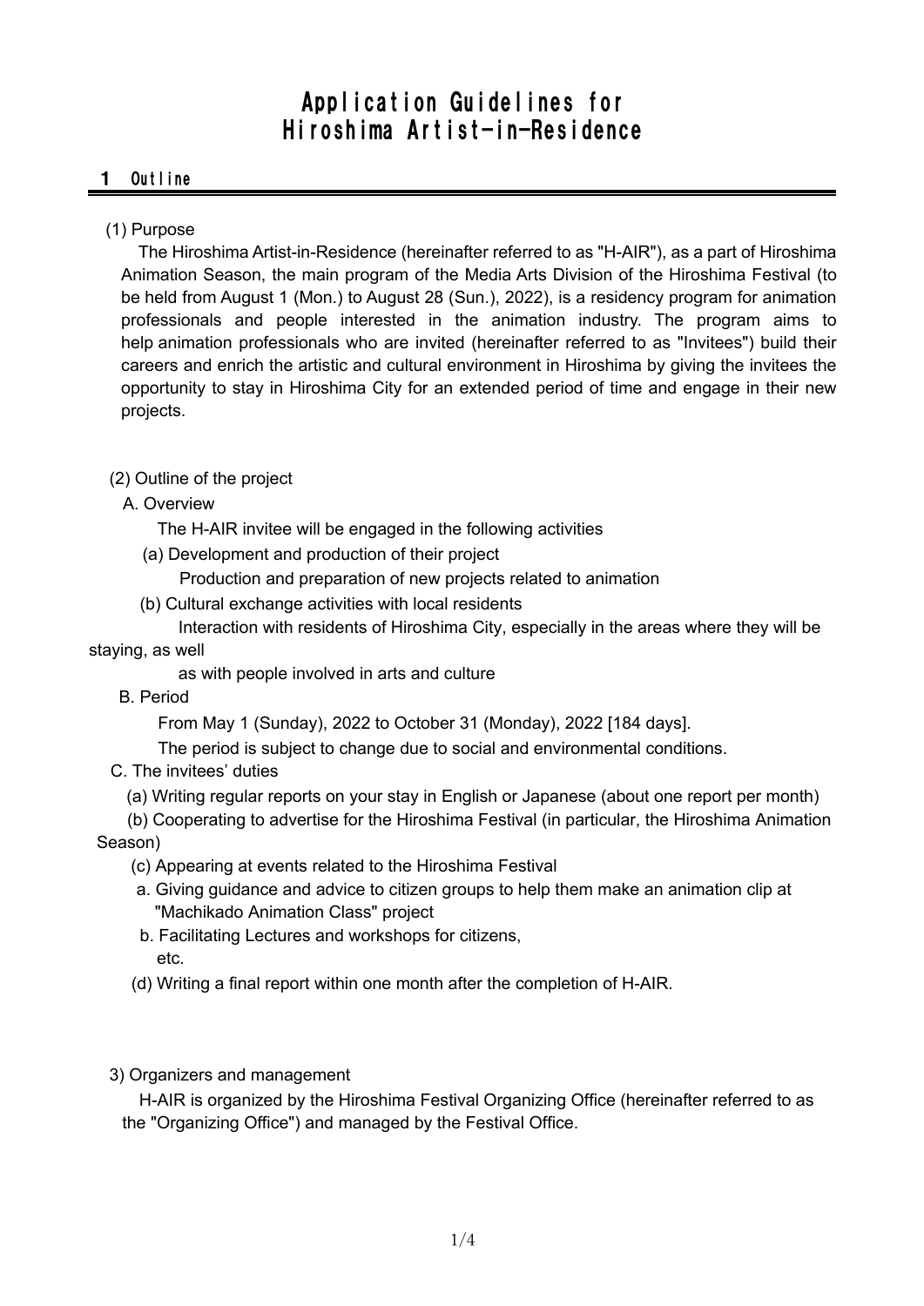# Application Guidelines for Hiroshima Artist-in-Residence

## 1 Outline

(1) Purpose

The Hiroshima Artist-in-Residence (hereinafter referred to as "H-AIR"), as a part of Hiroshima Animation Season, the main program of the Media Arts Division of the Hiroshima Festival (to be held from August 1 (Mon.) to August 28 (Sun.), 2022), is a residency program for animation professionals and people interested in the animation industry. The program aims to help animation professionals who are invited (hereinafter referred to as "Invitees") build their careers and enrich the artistic and cultural environment in Hiroshima by giving the invitees the opportunity to stay in Hiroshima City for an extended period of time and engage in their new projects.

(2) Outline of the project

A. Overview

The H-AIR invitee will be engaged in the following activities

(a) Development and production of their project

Production and preparation of new projects related to animation

(b) Cultural exchange activities with local residents

Interaction with residents of Hiroshima City, especially in the areas where they will be staying, as well as with people involved in arts and culture

B. Period

From May 1 (Sunday), 2022 to October 31 (Monday), 2022 [184 days].

The period is subject to change due to social and environmental conditions.

C. The invitees' duties

(a) Writing regular reports on your stay in English or Japanese (about one report per month)

(b) Cooperating to advertise for the Hiroshima Festival (in particular, the Hiroshima Animation Season)

(c) Appearing at events related to the Hiroshima Festival

a. Giving guidance and advice to citizen groups to help them make an animation clip at "Machikado Animation Class" project

b. Facilitating Lectures and workshops for citizens, etc.

(d) Writing a final report within one month after the completion of H-AIR.

3) Organizers and management

H-AIR is organized by the Hiroshima Festival Organizing Office (hereinafter referred to as the "Organizing Office") and managed by the Festival Office.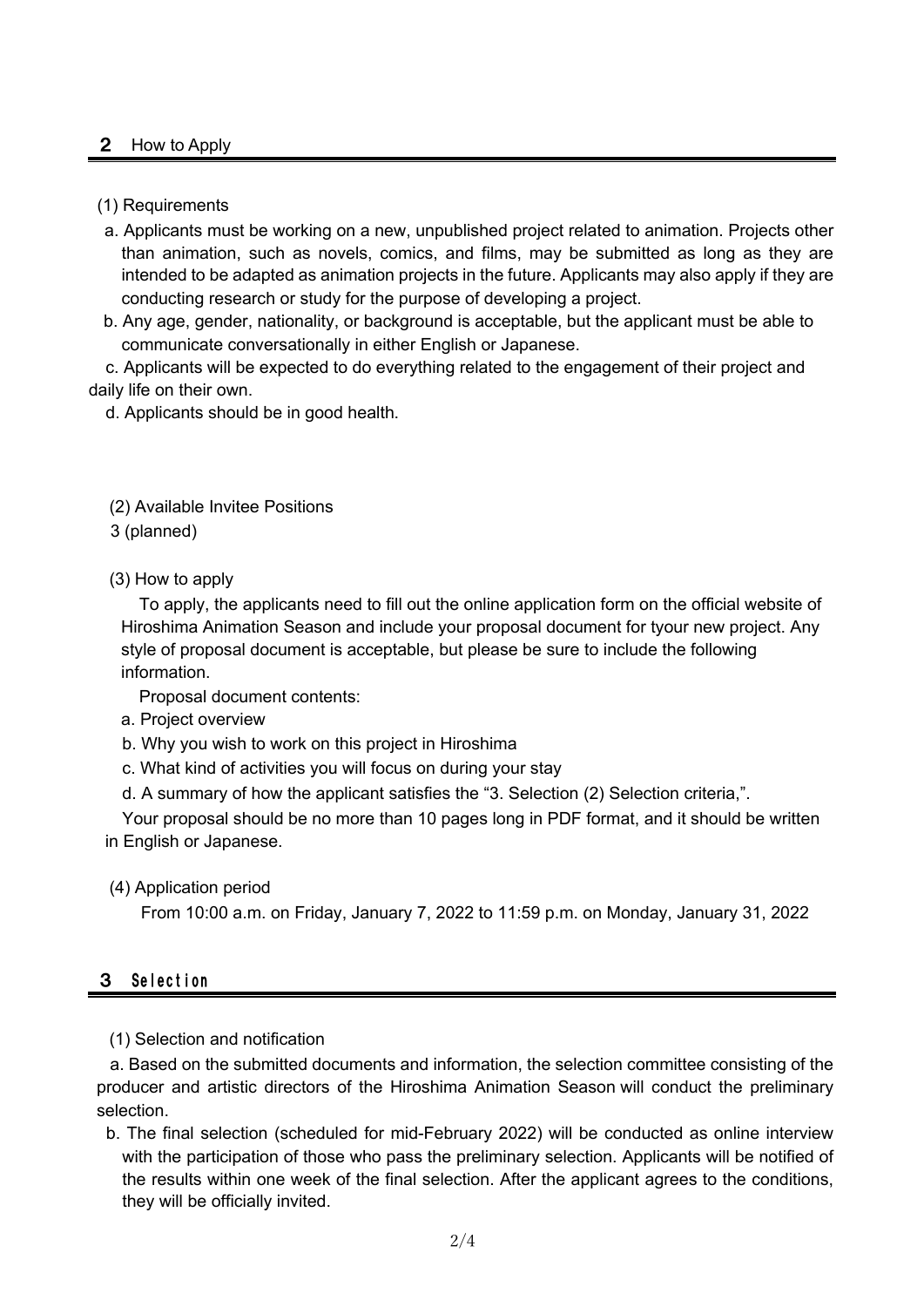## 2 How to Apply

(1) Requirements

a. Applicants must be working on a new, unpublished project related to animation. Projects other than animation, such as novels, comics, and films, may be submitted as long as they are intended to be adapted as animation projects in the future. Applicants may also apply if they are conducting research or study for the purpose of developing a project.

b. Any age, gender, nationality, or background is acceptable, but the applicant must be able to communicate conversationally in either English or Japanese.

c. Applicants will be expected to do everything related to the engagement of their project and daily life on their own.

d. Applicants should be in good health.

(2) Available Invitee Positions

3 (planned)

(3) How to apply

To apply, the applicants need to fill out the online application form on the official website of Hiroshima Animation Season and include your proposal document for tyour new project. Any style of proposal document is acceptable, but please be sure to include the following information.

Proposal document contents:

a. Project overview

b. Why you wish to work on this project in Hiroshima

c. What kind of activities you will focus on during your stay

d. A summary of how the applicant satisfies the “3. Selection (2) Selection criteria,”.

Your proposal should be no more than 10 pages long in PDF format, and it should be written in English or Japanese.

(4) Application period

From 10:00 a.m. on Friday, January 7, 2022 to 11:59 p.m. on Monday, January 31, 2022

## 3 Selection

(1) Selection and notification

a. Based on the submitted documents and information, the selection committee consisting of the producer and artistic directors of the Hiroshima Animation Season will conduct the preliminary selection.

b. The final selection (scheduled for mid-February 2022) will be conducted as online interview with the participation of those who pass the preliminary selection. Applicants will be notified of the results within one week of the final selection. After the applicant agrees to the conditions, they will be officially invited.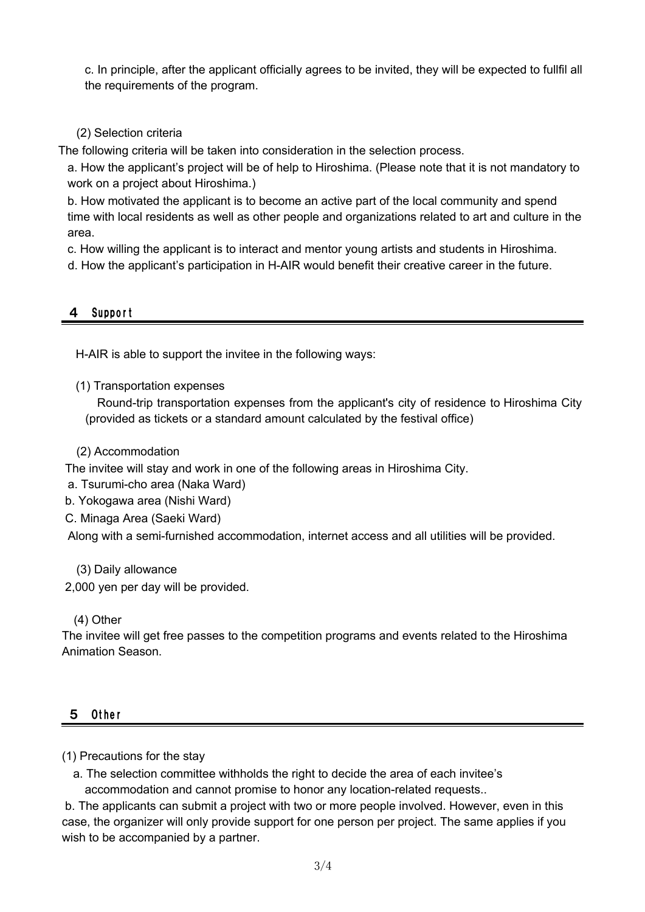c. In principle, after the applicant officially agrees to be invited, they will be expected to fullfil all the requirements of the program.

(2) Selection criteria

The following criteria will be taken into consideration in the selection process.

a. How the applicant's project will be of help to Hiroshima. (Please note that it is not mandatory to work on a project about Hiroshima.)

b. How motivated the applicant is to become an active part of the local community and spend time with local residents as well as other people and organizations related to art and culture in the area.

c. How willing the applicant is to interact and mentor young artists and students in Hiroshima.

d. How the applicant's participation in H-AIR would benefit their creative career in the future.

## ４ Support

H-AIR is able to support the invitee in the following ways:

(1) Transportation expenses

Round-trip transportation expenses from the applicant's city of residence to Hiroshima City (provided as tickets or a standard amount calculated by the festival office)

(2) Accommodation

The invitee will stay and work in one of the following areas in Hiroshima City.

a. Tsurumi-cho area (Naka Ward)

b. Yokogawa area (Nishi Ward)

C. Minaga Area (Saeki Ward)

Along with a semi-furnished accommodation, internet access and all utilities will be provided.

(3) Daily allowance

2,000 yen per day will be provided.

(4) Other

The invitee will get free passes to the competition programs and events related to the Hiroshima Animation Season.

## ５ Other

(1) Precautions for the stay

a. The selection committee withholds the right to decide the area of each invitee's accommodation and cannot promise to honor any location-related requests..

b. The applicants can submit a project with two or more people involved. However, even in this case, the organizer will only provide support for one person per project. The same applies if you wish to be accompanied by a partner.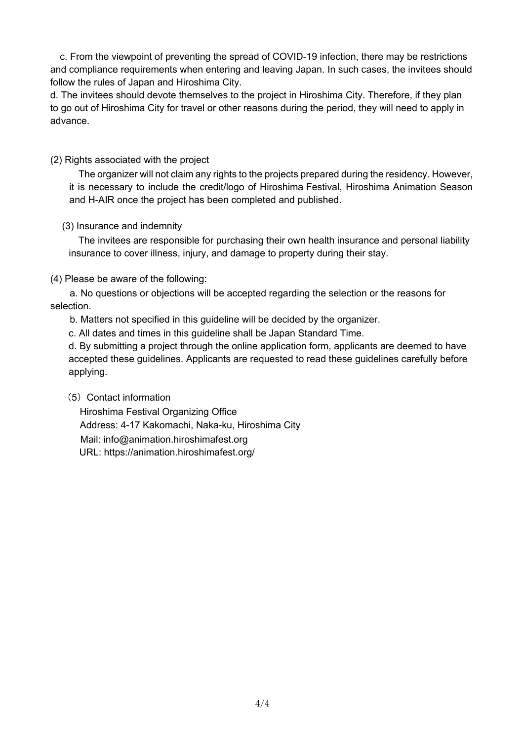c. From the viewpoint of preventing the spread of COVID-19 infection, there may be restrictions and compliance requirements when entering and leaving Japan. In such cases, the invitees should follow the rules of Japan and Hiroshima City.

d. The invitees should devote themselves to the project in Hiroshima City. Therefore, if they plan to go out of Hiroshima City for travel or other reasons during the period, they will need to apply in advance.

(2) Rights associated with the project

The organizer will not claim any rights to the projects prepared during the residency. However, it is necessary to include the credit/logo of Hiroshima Festival, Hiroshima Animation Season and H-AIR once the project has been completed and published.

(3) Insurance and indemnity

The invitees are responsible for purchasing their own health insurance and personal liability insurance to cover illness, injury, and damage to property during their stay.

(4) Please be aware of the following:

a. No questions or objections will be accepted regarding the selection or the reasons for selection.

b. Matters not specified in this guideline will be decided by the organizer.

c. All dates and times in this guideline shall be Japan Standard Time.

d. By submitting a project through the online application form, applicants are deemed to have accepted these guidelines. Applicants are requested to read these guidelines carefully before applying.

（5）Contact information

Hiroshima Festival Organizing Office
Address: 4-17 Kakomachi, Naka-ku, Hiroshima City
Mail: info@animation.hiroshimafest.org
URL: https://animation.hiroshimafest.org/